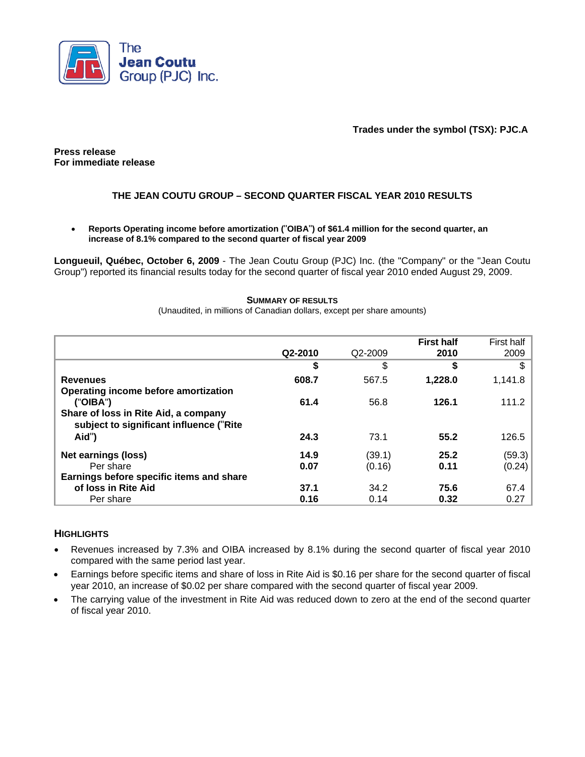The Jean Coutu Group (PJC) Inc.

**Trades under the symbol (TSX): PJC.A**

**Press release**
**For immediate release**

# THE JEAN COUTU GROUP – SECOND QUARTER FISCAL YEAR 2010 RESULTS

- **Reports Operating income before amortization ("OIBA") of $61.4 million for the second quarter, an increase of 8.1% compared to the second quarter of fiscal year 2009**

**Longueuil, Québec, October 6, 2009** - The Jean Coutu Group (PJC) Inc. (the "Company" or the "Jean Coutu Group") reported its financial results today for the second quarter of fiscal year 2010 ended August 29, 2009.

**SUMMARY OF RESULTS**
(Unaudited, in millions of Canadian dollars, except per share amounts)

| | **Q2-2010** | Q2-2009 | **First half 2010** | First half 2009 |
|---|---|---|---|---|
| | **$** | $ | **$** | $ |
| **Revenues** | **608.7** | 567.5 | **1,228.0** | 1,141.8 |
| **Operating income before amortization ("OIBA")** | **61.4** | 56.8 | **126.1** | 111.2 |
| **Share of loss in Rite Aid, a company subject to significant influence ("Rite Aid")** | **24.3** | 73.1 | **55.2** | 126.5 |
| **Net earnings (loss)** | **14.9** | (39.1) | **25.2** | (59.3) |
| Per share | **0.07** | (0.16) | **0.11** | (0.24) |
| **Earnings before specific items and share of loss in Rite Aid** | **37.1** | 34.2 | **75.6** | 67.4 |
| Per share | **0.16** | 0.14 | **0.32** | 0.27 |

## HIGHLIGHTS

- Revenues increased by 7.3% and OIBA increased by 8.1% during the second quarter of fiscal year 2010 compared with the same period last year.
- Earnings before specific items and share of loss in Rite Aid is $0.16 per share for the second quarter of fiscal year 2010, an increase of $0.02 per share compared with the second quarter of fiscal year 2009.
- The carrying value of the investment in Rite Aid was reduced down to zero at the end of the second quarter of fiscal year 2010.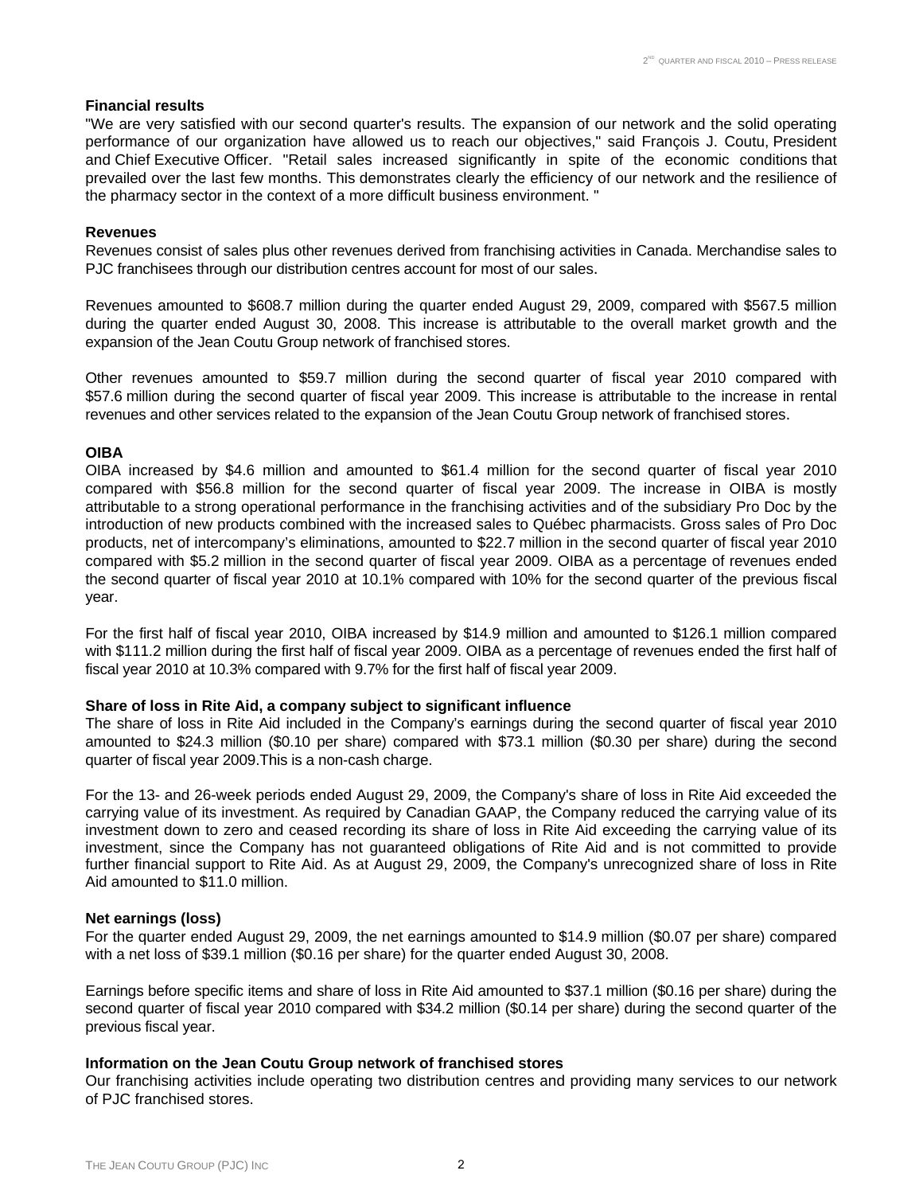### Financial results

"We are very satisfied with our second quarter's results. The expansion of our network and the solid operating performance of our organization have allowed us to reach our objectives," said François J. Coutu, President and Chief Executive Officer. "Retail sales increased significantly in spite of the economic conditions that prevailed over the last few months. This demonstrates clearly the efficiency of our network and the resilience of the pharmacy sector in the context of a more difficult business environment. "

### Revenues

Revenues consist of sales plus other revenues derived from franchising activities in Canada. Merchandise sales to PJC franchisees through our distribution centres account for most of our sales.

Revenues amounted to $608.7 million during the quarter ended August 29, 2009, compared with $567.5 million during the quarter ended August 30, 2008. This increase is attributable to the overall market growth and the expansion of the Jean Coutu Group network of franchised stores.

Other revenues amounted to $59.7 million during the second quarter of fiscal year 2010 compared with $57.6 million during the second quarter of fiscal year 2009. This increase is attributable to the increase in rental revenues and other services related to the expansion of the Jean Coutu Group network of franchised stores.

### OIBA

OIBA increased by $4.6 million and amounted to $61.4 million for the second quarter of fiscal year 2010 compared with $56.8 million for the second quarter of fiscal year 2009. The increase in OIBA is mostly attributable to a strong operational performance in the franchising activities and of the subsidiary Pro Doc by the introduction of new products combined with the increased sales to Québec pharmacists. Gross sales of Pro Doc products, net of intercompany's eliminations, amounted to $22.7 million in the second quarter of fiscal year 2010 compared with $5.2 million in the second quarter of fiscal year 2009. OIBA as a percentage of revenues ended the second quarter of fiscal year 2010 at 10.1% compared with 10% for the second quarter of the previous fiscal year.

For the first half of fiscal year 2010, OIBA increased by $14.9 million and amounted to $126.1 million compared with $111.2 million during the first half of fiscal year 2009. OIBA as a percentage of revenues ended the first half of fiscal year 2010 at 10.3% compared with 9.7% for the first half of fiscal year 2009.

### Share of loss in Rite Aid, a company subject to significant influence

The share of loss in Rite Aid included in the Company's earnings during the second quarter of fiscal year 2010 amounted to $24.3 million ($0.10 per share) compared with $73.1 million ($0.30 per share) during the second quarter of fiscal year 2009.This is a non-cash charge.

For the 13- and 26-week periods ended August 29, 2009, the Company's share of loss in Rite Aid exceeded the carrying value of its investment. As required by Canadian GAAP, the Company reduced the carrying value of its investment down to zero and ceased recording its share of loss in Rite Aid exceeding the carrying value of its investment, since the Company has not guaranteed obligations of Rite Aid and is not committed to provide further financial support to Rite Aid. As at August 29, 2009, the Company's unrecognized share of loss in Rite Aid amounted to $11.0 million.

### Net earnings (loss)

For the quarter ended August 29, 2009, the net earnings amounted to $14.9 million ($0.07 per share) compared with a net loss of $39.1 million ($0.16 per share) for the quarter ended August 30, 2008.

Earnings before specific items and share of loss in Rite Aid amounted to $37.1 million ($0.16 per share) during the second quarter of fiscal year 2010 compared with $34.2 million ($0.14 per share) during the second quarter of the previous fiscal year.

### Information on the Jean Coutu Group network of franchised stores

Our franchising activities include operating two distribution centres and providing many services to our network of PJC franchised stores.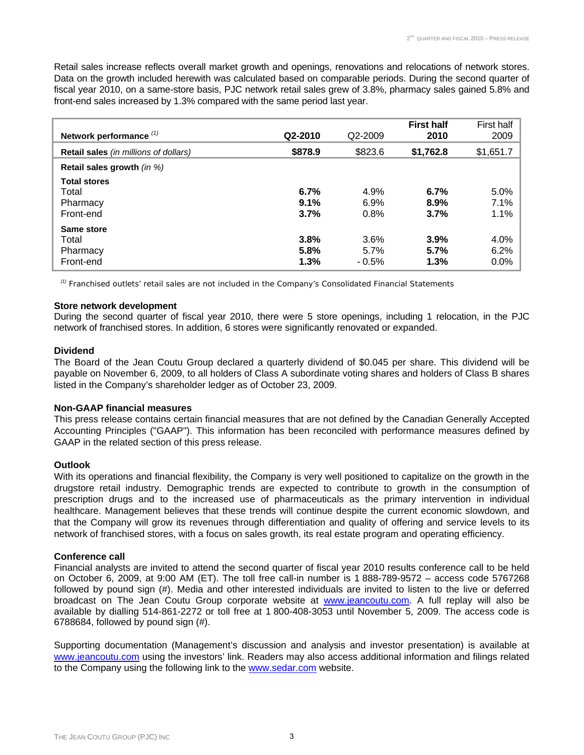Retail sales increase reflects overall market growth and openings, renovations and relocations of network stores. Data on the growth included herewith was calculated based on comparable periods. During the second quarter of fiscal year 2010, on a same-store basis, PJC network retail sales grew of 3.8%, pharmacy sales gained 5.8% and front-end sales increased by 1.3% compared with the same period last year.

| **Network performance** [(1)] | **Q2-2010** | Q2-2009 | **First half 2010** | First half 2009 |
|---|---|---|---|---|
| **Retail sales** *(in millions of dollars)* | **\$878.9** | \$823.6 | **\$1,762.8** | \$1,651.7 |
| **Retail sales growth** *(in %)* | | | | |
| **Total stores** | | | | |
| Total | **6.7%** | 4.9% | **6.7%** | 5.0% |
| Pharmacy | **9.1%** | 6.9% | **8.9%** | 7.1% |
| Front-end | **3.7%** | 0.8% | **3.7%** | 1.1% |
| **Same store** | | | | |
| Total | **3.8%** | 3.6% | **3.9%** | 4.0% |
| Pharmacy | **5.8%** | 5.7% | **5.7%** | 6.2% |
| Front-end | **1.3%** | - 0.5% | **1.3%** | 0.0% |

[(1)] Franchised outlets' retail sales are not included in the Company's Consolidated Financial Statements

**Store network development**

During the second quarter of fiscal year 2010, there were 5 store openings, including 1 relocation, in the PJC network of franchised stores. In addition, 6 stores were significantly renovated or expanded.

**Dividend**

The Board of the Jean Coutu Group declared a quarterly dividend of \$0.045 per share. This dividend will be payable on November 6, 2009, to all holders of Class A subordinate voting shares and holders of Class B shares listed in the Company's shareholder ledger as of October 23, 2009.

**Non-GAAP financial measures**

This press release contains certain financial measures that are not defined by the Canadian Generally Accepted Accounting Principles ("GAAP"). This information has been reconciled with performance measures defined by GAAP in the related section of this press release.

**Outlook**

With its operations and financial flexibility, the Company is very well positioned to capitalize on the growth in the drugstore retail industry. Demographic trends are expected to contribute to growth in the consumption of prescription drugs and to the increased use of pharmaceuticals as the primary intervention in individual healthcare. Management believes that these trends will continue despite the current economic slowdown, and that the Company will grow its revenues through differentiation and quality of offering and service levels to its network of franchised stores, with a focus on sales growth, its real estate program and operating efficiency.

**Conference call**

Financial analysts are invited to attend the second quarter of fiscal year 2010 results conference call to be held on October 6, 2009, at 9:00 AM (ET). The toll free call-in number is 1 888-789-9572 – access code 5767268 followed by pound sign (#). Media and other interested individuals are invited to listen to the live or deferred broadcast on The Jean Coutu Group corporate website at www.jeancoutu.com. A full replay will also be available by dialling 514-861-2272 or toll free at 1 800-408-3053 until November 5, 2009. The access code is 6788684, followed by pound sign (#).

Supporting documentation (Management's discussion and analysis and investor presentation) is available at www.jeancoutu.com using the investors' link. Readers may also access additional information and filings related to the Company using the following link to the www.sedar.com website.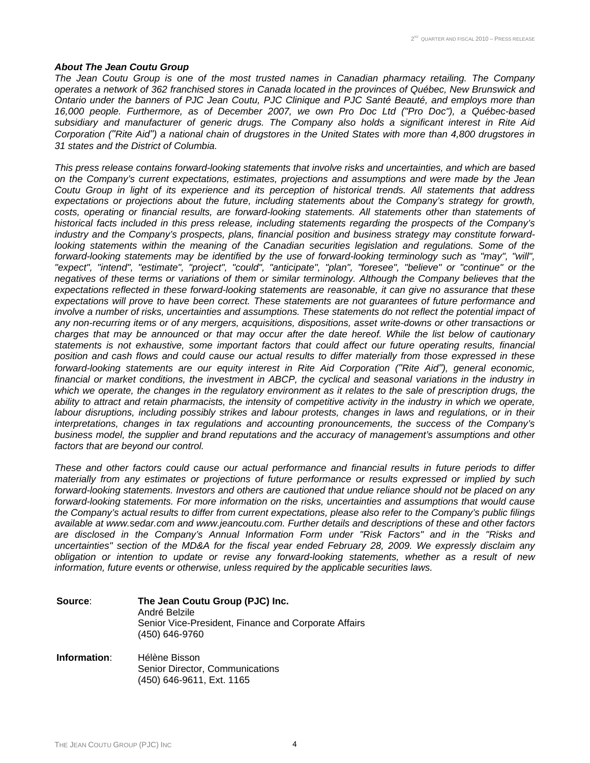### *About The Jean Coutu Group*

*The Jean Coutu Group is one of the most trusted names in Canadian pharmacy retailing. The Company operates a network of 362 franchised stores in Canada located in the provinces of Québec, New Brunswick and Ontario under the banners of PJC Jean Coutu, PJC Clinique and PJC Santé Beauté, and employs more than 16,000 people. Furthermore, as of December 2007, we own Pro Doc Ltd ("Pro Doc"), a Québec-based subsidiary and manufacturer of generic drugs. The Company also holds a significant interest in Rite Aid Corporation ("Rite Aid") a national chain of drugstores in the United States with more than 4,800 drugstores in 31 states and the District of Columbia.*

*This press release contains forward-looking statements that involve risks and uncertainties, and which are based on the Company's current expectations, estimates, projections and assumptions and were made by the Jean Coutu Group in light of its experience and its perception of historical trends. All statements that address expectations or projections about the future, including statements about the Company's strategy for growth, costs, operating or financial results, are forward-looking statements. All statements other than statements of historical facts included in this press release, including statements regarding the prospects of the Company's industry and the Company's prospects, plans, financial position and business strategy may constitute forward-looking statements within the meaning of the Canadian securities legislation and regulations. Some of the forward-looking statements may be identified by the use of forward-looking terminology such as "may", "will", "expect", "intend", "estimate", "project", "could", "anticipate", "plan", "foresee", "believe" or "continue" or the negatives of these terms or variations of them or similar terminology. Although the Company believes that the expectations reflected in these forward-looking statements are reasonable, it can give no assurance that these expectations will prove to have been correct. These statements are not guarantees of future performance and involve a number of risks, uncertainties and assumptions. These statements do not reflect the potential impact of any non-recurring items or of any mergers, acquisitions, dispositions, asset write-downs or other transactions or charges that may be announced or that may occur after the date hereof. While the list below of cautionary statements is not exhaustive, some important factors that could affect our future operating results, financial position and cash flows and could cause our actual results to differ materially from those expressed in these forward-looking statements are our equity interest in Rite Aid Corporation ("Rite Aid"), general economic, financial or market conditions, the investment in ABCP, the cyclical and seasonal variations in the industry in which we operate, the changes in the regulatory environment as it relates to the sale of prescription drugs, the ability to attract and retain pharmacists, the intensity of competitive activity in the industry in which we operate, labour disruptions, including possibly strikes and labour protests, changes in laws and regulations, or in their interpretations, changes in tax regulations and accounting pronouncements, the success of the Company's business model, the supplier and brand reputations and the accuracy of management's assumptions and other factors that are beyond our control.*

*These and other factors could cause our actual performance and financial results in future periods to differ materially from any estimates or projections of future performance or results expressed or implied by such forward-looking statements. Investors and others are cautioned that undue reliance should not be placed on any forward-looking statements. For more information on the risks, uncertainties and assumptions that would cause the Company's actual results to differ from current expectations, please also refer to the Company's public filings available at www.sedar.com and www.jeancoutu.com. Further details and descriptions of these and other factors are disclosed in the Company's Annual Information Form under "Risk Factors" and in the "Risks and uncertainties" section of the MD&A for the fiscal year ended February 28, 2009. We expressly disclaim any obligation or intention to update or revise any forward-looking statements, whether as a result of new information, future events or otherwise, unless required by the applicable securities laws.*

**Source**: **The Jean Coutu Group (PJC) Inc.**
André Belzile
Senior Vice-President, Finance and Corporate Affairs
(450) 646-9760

**Information**: Hélène Bisson
Senior Director, Communications
(450) 646-9611, Ext. 1165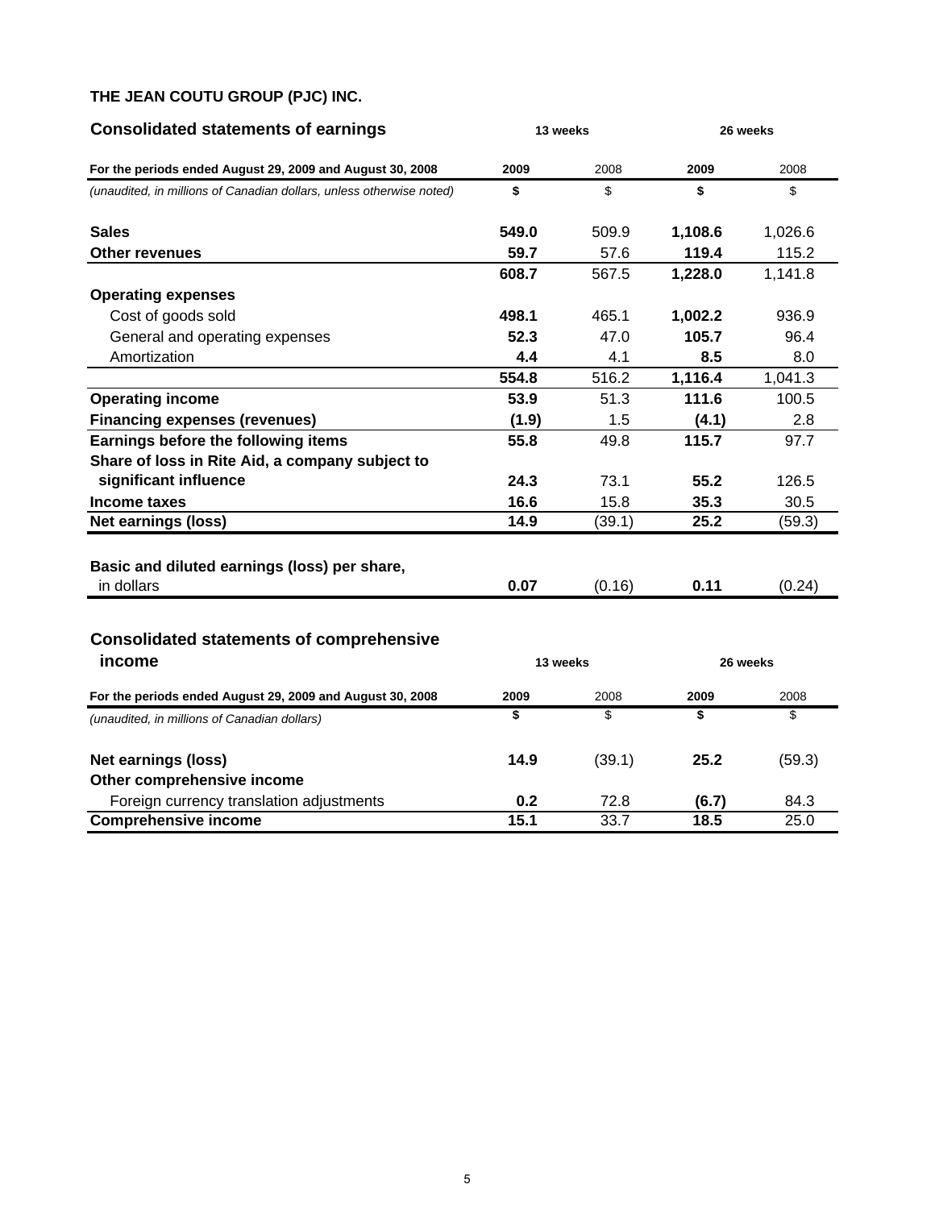**THE JEAN COUTU GROUP (PJC) INC.**

## Consolidated statements of earnings

| For the periods ended August 29, 2009 and August 30, 2008 | 13 weeks | | 26 weeks | |
|---|---|---|---|---|
| | **2009** | 2008 | **2009** | 2008 |
| *(unaudited, in millions of Canadian dollars, unless otherwise noted)* | **$** | $ | **$** | $ |
| **Sales** | **549.0** | 509.9 | **1,108.6** | 1,026.6 |
| **Other revenues** | **59.7** | 57.6 | **119.4** | 115.2 |
| | **608.7** | 567.5 | **1,228.0** | 1,141.8 |
| **Operating expenses** | | | | |
| Cost of goods sold | **498.1** | 465.1 | **1,002.2** | 936.9 |
| General and operating expenses | **52.3** | 47.0 | **105.7** | 96.4 |
| Amortization | **4.4** | 4.1 | **8.5** | 8.0 |
| | **554.8** | 516.2 | **1,116.4** | 1,041.3 |
| **Operating income** | **53.9** | 51.3 | **111.6** | 100.5 |
| **Financing expenses (revenues)** | **(1.9)** | 1.5 | **(4.1)** | 2.8 |
| **Earnings before the following items** | **55.8** | 49.8 | **115.7** | 97.7 |
| **Share of loss in Rite Aid, a company subject to significant influence** | **24.3** | 73.1 | **55.2** | 126.5 |
| **Income taxes** | **16.6** | 15.8 | **35.3** | 30.5 |
| **Net earnings (loss)** | **14.9** | (39.1) | **25.2** | (59.3) |
| **Basic and diluted earnings (loss) per share,** in dollars | **0.07** | (0.16) | **0.11** | (0.24) |

## Consolidated statements of comprehensive income

| For the periods ended August 29, 2009 and August 30, 2008 | 13 weeks | | 26 weeks | |
|---|---|---|---|---|
| | **2009** | 2008 | **2009** | 2008 |
| *(unaudited, in millions of Canadian dollars)* | **$** | $ | **$** | $ |
| **Net earnings (loss)** | **14.9** | (39.1) | **25.2** | (59.3) |
| **Other comprehensive income** | | | | |
| Foreign currency translation adjustments | **0.2** | 72.8 | **(6.7)** | 84.3 |
| **Comprehensive income** | **15.1** | 33.7 | **18.5** | 25.0 |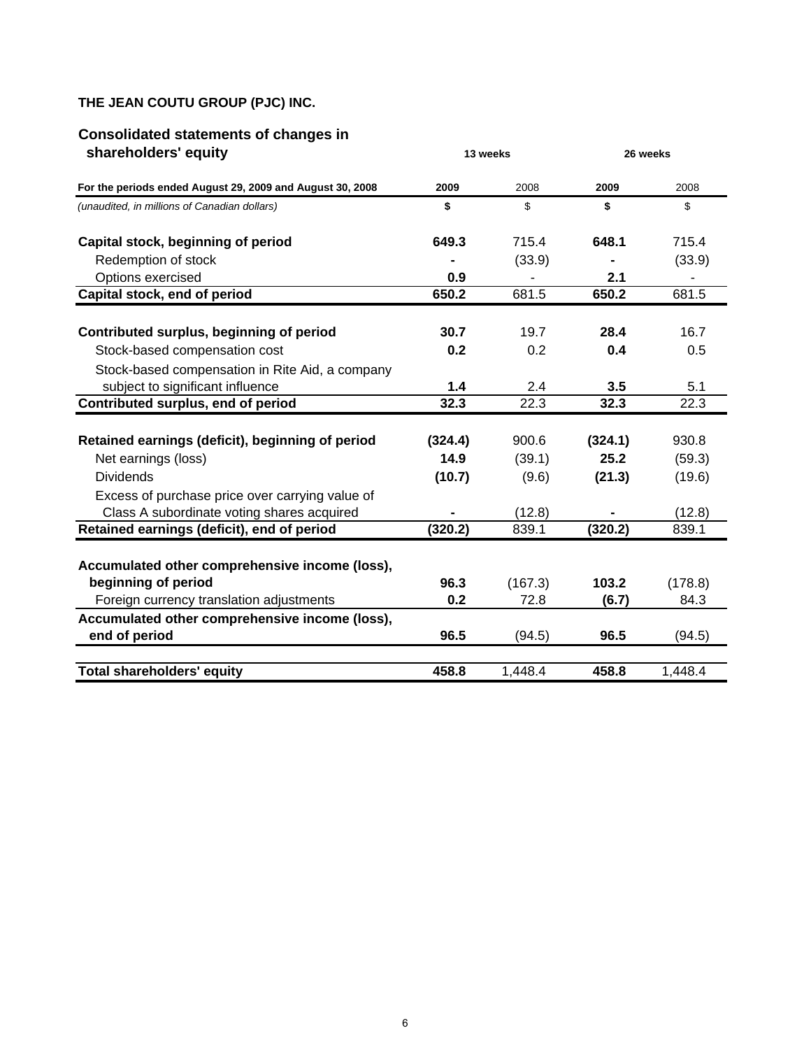**THE JEAN COUTU GROUP (PJC) INC.**

## Consolidated statements of changes in shareholders' equity

| For the periods ended August 29, 2009 and August 30, 2008 | 13 weeks | | 26 weeks | |
|---|---|---|---|---|
| | **2009** | 2008 | **2009** | 2008 |
| *(unaudited, in millions of Canadian dollars)* | **$** | $ | **$** | $ |
| **Capital stock, beginning of period** | **649.3** | 715.4 | **648.1** | 715.4 |
| Redemption of stock | **-** | (33.9) | **-** | (33.9) |
| Options exercised | **0.9** | - | **2.1** | - |
| **Capital stock, end of period** | **650.2** | 681.5 | **650.2** | 681.5 |
| **Contributed surplus, beginning of period** | **30.7** | 19.7 | **28.4** | 16.7 |
| Stock-based compensation cost | **0.2** | 0.2 | **0.4** | 0.5 |
| Stock-based compensation in Rite Aid, a company subject to significant influence | **1.4** | 2.4 | **3.5** | 5.1 |
| **Contributed surplus, end of period** | **32.3** | 22.3 | **32.3** | 22.3 |
| **Retained earnings (deficit), beginning of period** | **(324.4)** | 900.6 | **(324.1)** | 930.8 |
| Net earnings (loss) | **14.9** | (39.1) | **25.2** | (59.3) |
| Dividends | **(10.7)** | (9.6) | **(21.3)** | (19.6) |
| Excess of purchase price over carrying value of Class A subordinate voting shares acquired | **-** | (12.8) | **-** | (12.8) |
| **Retained earnings (deficit), end of period** | **(320.2)** | 839.1 | **(320.2)** | 839.1 |
| **Accumulated other comprehensive income (loss), beginning of period** | **96.3** | (167.3) | **103.2** | (178.8) |
| Foreign currency translation adjustments | **0.2** | 72.8 | **(6.7)** | 84.3 |
| **Accumulated other comprehensive income (loss), end of period** | **96.5** | (94.5) | **96.5** | (94.5) |
| **Total shareholders' equity** | **458.8** | 1,448.4 | **458.8** | 1,448.4 |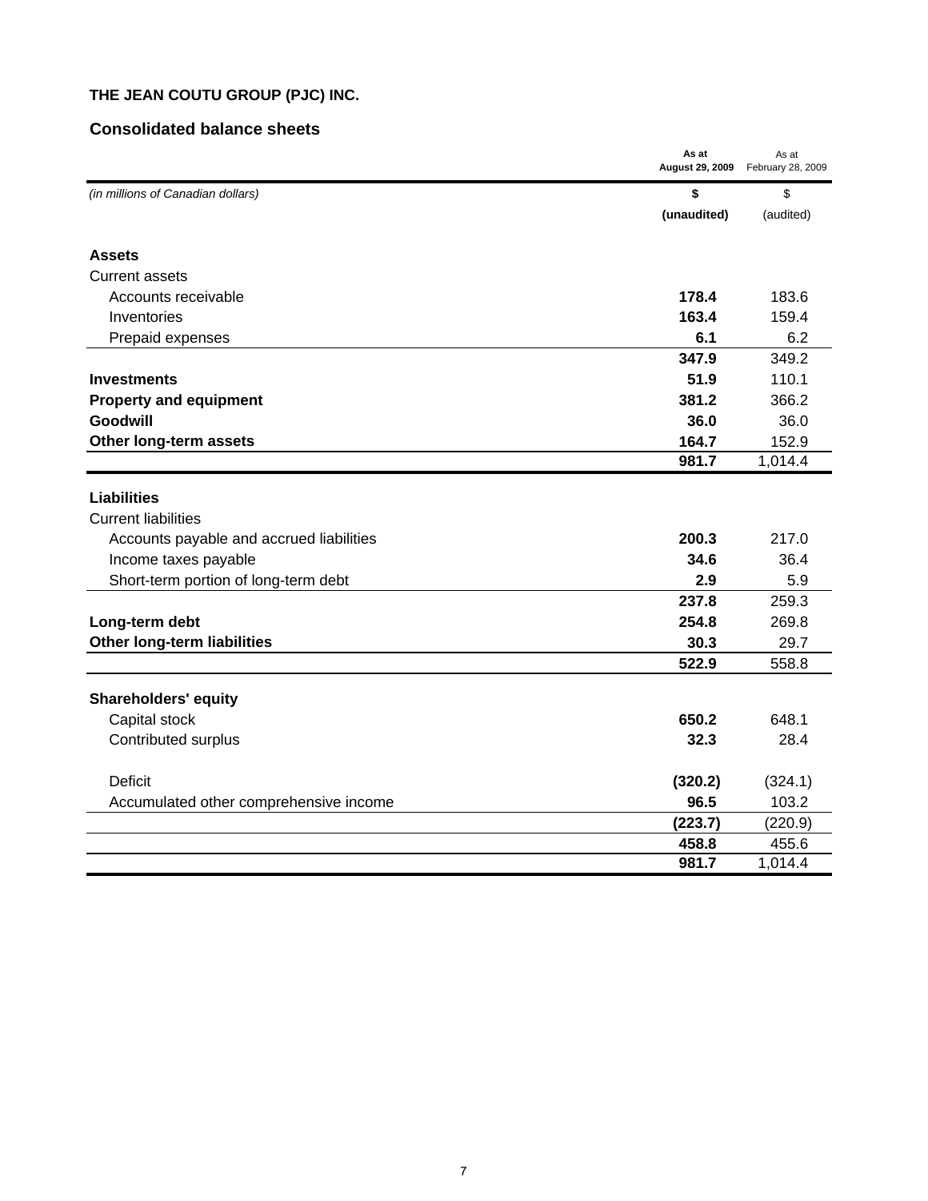**THE JEAN COUTU GROUP (PJC) INC.**

## Consolidated balance sheets

| *(in millions of Canadian dollars)* | **As at August 29, 2009** | As at February 28, 2009 |
|---|---|---|
| | **$** | $ |
| | **(unaudited)** | (audited) |
| **Assets** | | |
| Current assets | | |
| Accounts receivable | **178.4** | 183.6 |
| Inventories | **163.4** | 159.4 |
| Prepaid expenses | **6.1** | 6.2 |
| | **347.9** | 349.2 |
| **Investments** | **51.9** | 110.1 |
| **Property and equipment** | **381.2** | 366.2 |
| **Goodwill** | **36.0** | 36.0 |
| **Other long-term assets** | **164.7** | 152.9 |
| | **981.7** | 1,014.4 |
| **Liabilities** | | |
| Current liabilities | | |
| Accounts payable and accrued liabilities | **200.3** | 217.0 |
| Income taxes payable | **34.6** | 36.4 |
| Short-term portion of long-term debt | **2.9** | 5.9 |
| | **237.8** | 259.3 |
| **Long-term debt** | **254.8** | 269.8 |
| **Other long-term liabilities** | **30.3** | 29.7 |
| | **522.9** | 558.8 |
| **Shareholders' equity** | | |
| Capital stock | **650.2** | 648.1 |
| Contributed surplus | **32.3** | 28.4 |
| Deficit | **(320.2)** | (324.1) |
| Accumulated other comprehensive income | **96.5** | 103.2 |
| | **(223.7)** | (220.9) |
| | **458.8** | 455.6 |
| | **981.7** | 1,014.4 |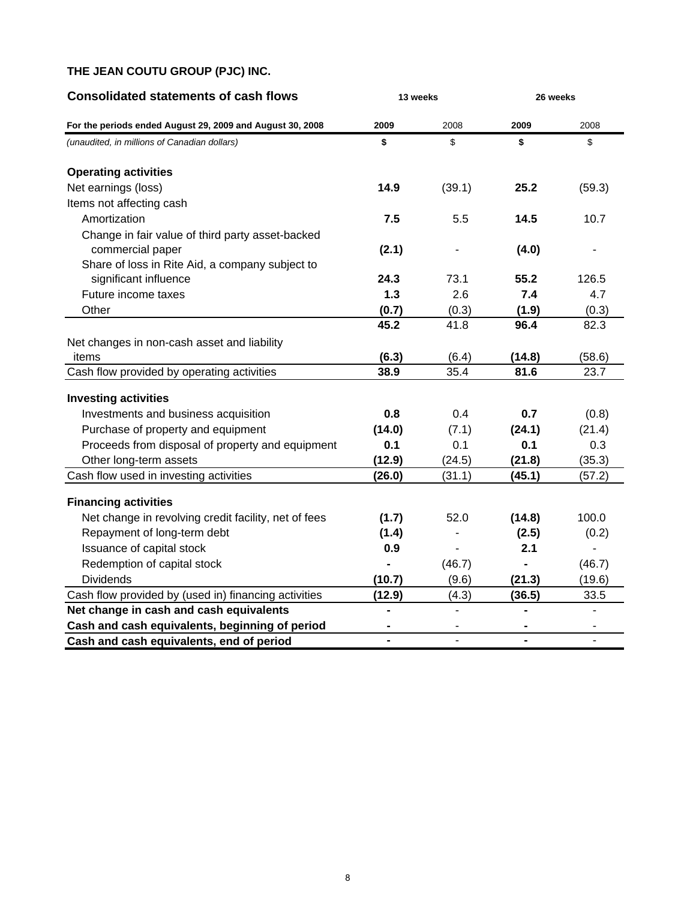**THE JEAN COUTU GROUP (PJC) INC.**

## Consolidated statements of cash flows

| For the periods ended August 29, 2009 and August 30, 2008 | 13 weeks | | 26 weeks | |
|---|---|---|---|---|
| | **2009** | 2008 | **2009** | 2008 |
| *(unaudited, in millions of Canadian dollars)* | **$** | $ | **$** | $ |
| **Operating activities** | | | | |
| Net earnings (loss) | **14.9** | (39.1) | **25.2** | (59.3) |
| Items not affecting cash | | | | |
| Amortization | **7.5** | 5.5 | **14.5** | 10.7 |
| Change in fair value of third party asset-backed commercial paper | **(2.1)** | - | **(4.0)** | - |
| Share of loss in Rite Aid, a company subject to significant influence | **24.3** | 73.1 | **55.2** | 126.5 |
| Future income taxes | **1.3** | 2.6 | **7.4** | 4.7 |
| Other | **(0.7)** | (0.3) | **(1.9)** | (0.3) |
| | **45.2** | 41.8 | **96.4** | 82.3 |
| Net changes in non-cash asset and liability items | **(6.3)** | (6.4) | **(14.8)** | (58.6) |
| Cash flow provided by operating activities | **38.9** | 35.4 | **81.6** | 23.7 |
| **Investing activities** | | | | |
| Investments and business acquisition | **0.8** | 0.4 | **0.7** | (0.8) |
| Purchase of property and equipment | **(14.0)** | (7.1) | **(24.1)** | (21.4) |
| Proceeds from disposal of property and equipment | **0.1** | 0.1 | **0.1** | 0.3 |
| Other long-term assets | **(12.9)** | (24.5) | **(21.8)** | (35.3) |
| Cash flow used in investing activities | **(26.0)** | (31.1) | **(45.1)** | (57.2) |
| **Financing activities** | | | | |
| Net change in revolving credit facility, net of fees | **(1.7)** | 52.0 | **(14.8)** | 100.0 |
| Repayment of long-term debt | **(1.4)** | - | **(2.5)** | (0.2) |
| Issuance of capital stock | **0.9** | - | **2.1** | - |
| Redemption of capital stock | **-** | (46.7) | **-** | (46.7) |
| Dividends | **(10.7)** | (9.6) | **(21.3)** | (19.6) |
| Cash flow provided by (used in) financing activities | **(12.9)** | (4.3) | **(36.5)** | 33.5 |
| **Net change in cash and cash equivalents** | **-** | - | **-** | - |
| **Cash and cash equivalents, beginning of period** | **-** | - | **-** | - |
| **Cash and cash equivalents, end of period** | **-** | - | **-** | - |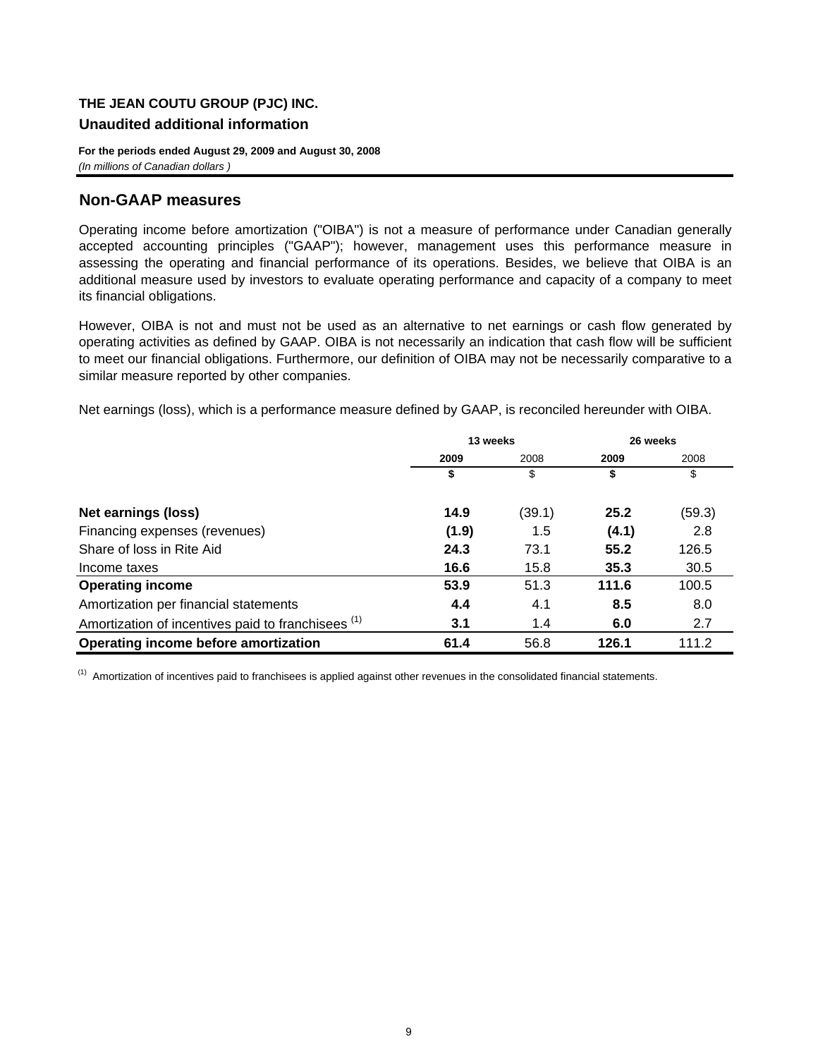**THE JEAN COUTU GROUP (PJC) INC.**

**Unaudited additional information**

**For the periods ended August 29, 2009 and August 30, 2008**
*(In millions of Canadian dollars )*

## Non-GAAP measures

Operating income before amortization ("OIBA") is not a measure of performance under Canadian generally accepted accounting principles ("GAAP"); however, management uses this performance measure in assessing the operating and financial performance of its operations. Besides, we believe that OIBA is an additional measure used by investors to evaluate operating performance and capacity of a company to meet its financial obligations.

However, OIBA is not and must not be used as an alternative to net earnings or cash flow generated by operating activities as defined by GAAP. OIBA is not necessarily an indication that cash flow will be sufficient to meet our financial obligations. Furthermore, our definition of OIBA may not be necessarily comparative to a similar measure reported by other companies.

Net earnings (loss), which is a performance measure defined by GAAP, is reconciled hereunder with OIBA.

| | 13 weeks | | 26 weeks | |
|---|---|---|---|---|
| | **2009** | 2008 | **2009** | 2008 |
| | **$** | $ | **$** | $ |
| **Net earnings (loss)** | **14.9** | (39.1) | **25.2** | (59.3) |
| Financing expenses (revenues) | **(1.9)** | 1.5 | **(4.1)** | 2.8 |
| Share of loss in Rite Aid | **24.3** | 73.1 | **55.2** | 126.5 |
| Income taxes | **16.6** | 15.8 | **35.3** | 30.5 |
| **Operating income** | **53.9** | 51.3 | **111.6** | 100.5 |
| Amortization per financial statements | **4.4** | 4.1 | **8.5** | 8.0 |
| Amortization of incentives paid to franchisees (1) | **3.1** | 1.4 | **6.0** | 2.7 |
| **Operating income before amortization** | **61.4** | 56.8 | **126.1** | 111.2 |

(1) Amortization of incentives paid to franchisees is applied against other revenues in the consolidated financial statements.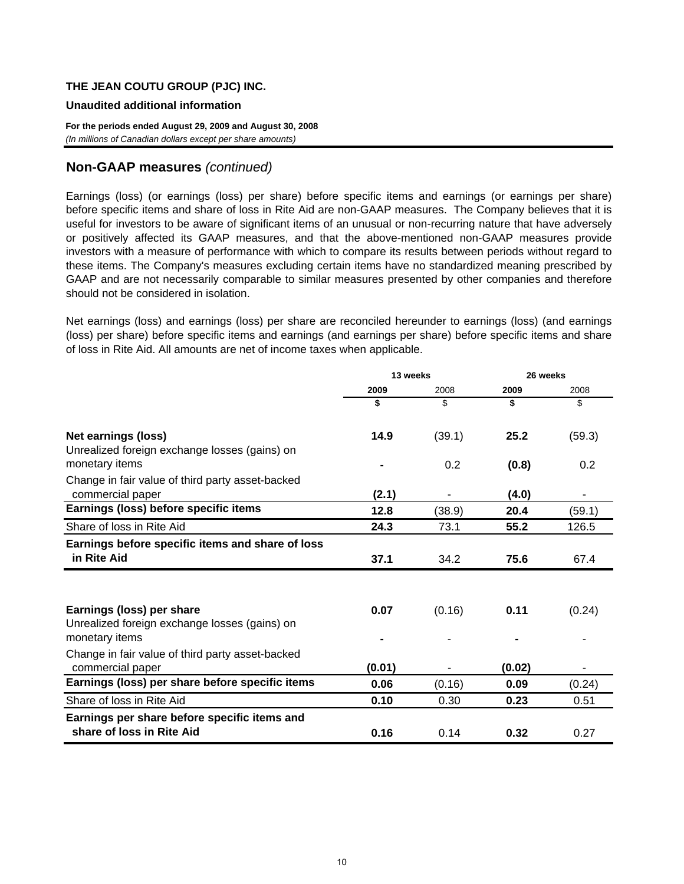**THE JEAN COUTU GROUP (PJC) INC.**

**Unaudited additional information**

**For the periods ended August 29, 2009 and August 30, 2008**
*(In millions of Canadian dollars except per share amounts)*

## Non-GAAP measures *(continued)*

Earnings (loss) (or earnings (loss) per share) before specific items and earnings (or earnings per share) before specific items and share of loss in Rite Aid are non-GAAP measures. The Company believes that it is useful for investors to be aware of significant items of an unusual or non-recurring nature that have adversely or positively affected its GAAP measures, and that the above-mentioned non-GAAP measures provide investors with a measure of performance with which to compare its results between periods without regard to these items. The Company's measures excluding certain items have no standardized meaning prescribed by GAAP and are not necessarily comparable to similar measures presented by other companies and therefore should not be considered in isolation.

Net earnings (loss) and earnings (loss) per share are reconciled hereunder to earnings (loss) (and earnings (loss) per share) before specific items and earnings (and earnings per share) before specific items and share of loss in Rite Aid. All amounts are net of income taxes when applicable.

| | 13 weeks | | 26 weeks | |
|---|---|---|---|---|
| | **2009** | 2008 | **2009** | 2008 |
| | **$** | $ | **$** | $ |
| **Net earnings (loss)** | **14.9** | (39.1) | **25.2** | (59.3) |
| Unrealized foreign exchange losses (gains) on monetary items | **-** | 0.2 | **(0.8)** | 0.2 |
| Change in fair value of third party asset-backed commercial paper | **(2.1)** | - | **(4.0)** | - |
| **Earnings (loss) before specific items** | **12.8** | (38.9) | **20.4** | (59.1) |
| Share of loss in Rite Aid | **24.3** | 73.1 | **55.2** | 126.5 |
| **Earnings before specific items and share of loss in Rite Aid** | **37.1** | 34.2 | **75.6** | 67.4 |
| | | | | |
| **Earnings (loss) per share** | **0.07** | (0.16) | **0.11** | (0.24) |
| Unrealized foreign exchange losses (gains) on monetary items | **-** | - | **-** | - |
| Change in fair value of third party asset-backed commercial paper | **(0.01)** | - | **(0.02)** | - |
| **Earnings (loss) per share before specific items** | **0.06** | (0.16) | **0.09** | (0.24) |
| Share of loss in Rite Aid | **0.10** | 0.30 | **0.23** | 0.51 |
| **Earnings per share before specific items and share of loss in Rite Aid** | **0.16** | 0.14 | **0.32** | 0.27 |